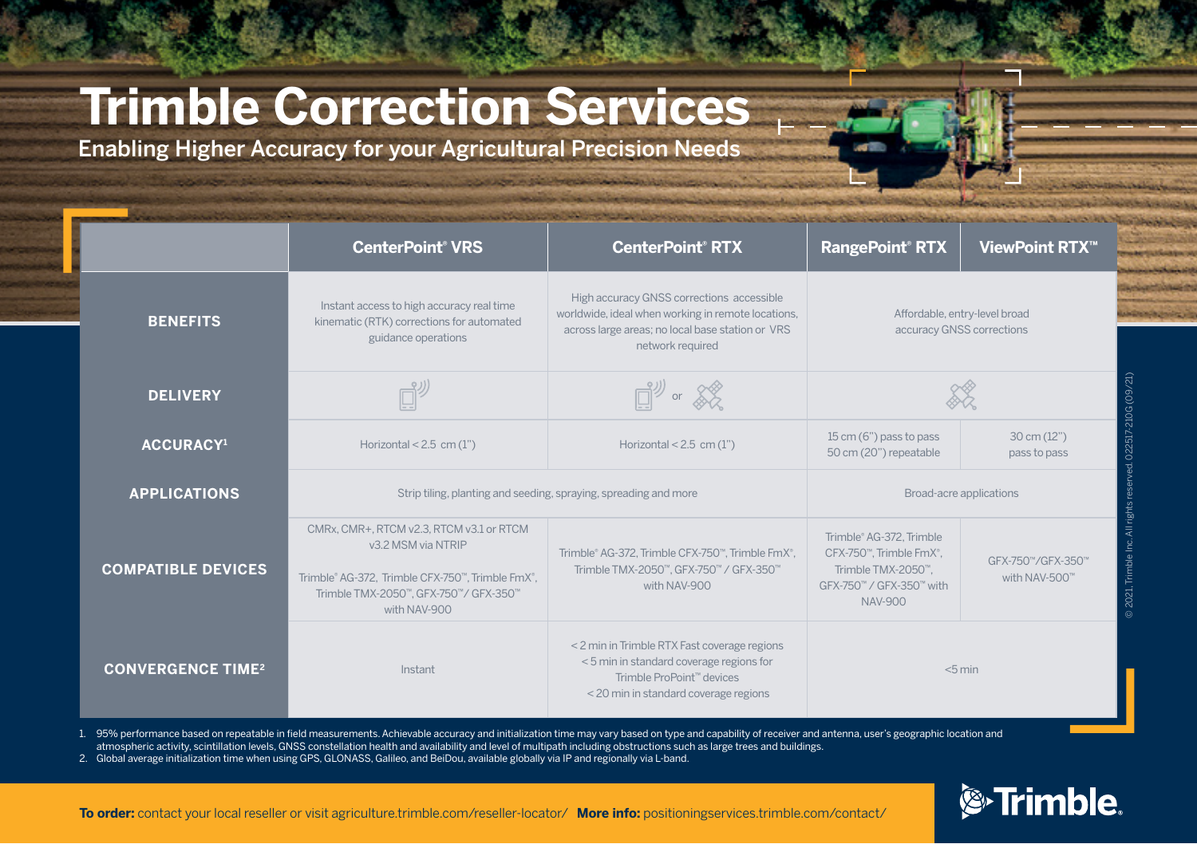# Trimble Correction Services

## Enabling Higher Accuracy for your Agricultural Precision Needs

| | CenterPoint® VRS | CenterPoint® RTX | RangePoint® RTX | ViewPoint RTX™ |
|---|---|---|---|---|
| **BENEFITS** | Instant access to high accuracy real time kinematic (RTK) corrections for automated guidance operations | High accuracy GNSS corrections accessible worldwide, ideal when working in remote locations, across large areas; no local base station or VRS network required | Affordable, entry-level broad accuracy GNSS corrections | |
| **DELIVERY** | | or | | |
| **ACCURACY[1]** | Horizontal < 2.5 cm (1") | Horizontal < 2.5 cm (1") | 15 cm (6") pass to pass 50 cm (20") repeatable | 30 cm (12") pass to pass |
| **APPLICATIONS** | Strip tiling, planting and seeding, spraying, spreading and more | | Broad-acre applications | |
| **COMPATIBLE DEVICES** | CMRx, CMR+, RTCM v2.3, RTCM v3.1 or RTCM v3.2 MSM via NTRIP<br><br>Trimble® AG-372, Trimble CFX-750™, Trimble FmX®, Trimble TMX-2050™, GFX-750™/ GFX-350™ with NAV-900 | Trimble® AG-372, Trimble CFX-750™, Trimble FmX®, Trimble TMX-2050™, GFX-750™ / GFX-350™ with NAV-900 | Trimble® AG-372, Trimble CFX-750™, Trimble FmX®, Trimble TMX-2050™, GFX-750™ / GFX-350™ with NAV-900 | GFX-750™/GFX-350™ with NAV-500™ |
| **CONVERGENCE TIME[2]** | Instant | < 2 min in Trimble RTX Fast coverage regions<br>< 5 min in standard coverage regions for Trimble ProPoint™ devices<br>< 20 min in standard coverage regions | <5 min | |

1. 95% performance based on repeatable in field measurements. Achievable accuracy and initialization time may vary based on type and capability of receiver and antenna, user's geographic location and atmospheric activity, scintillation levels, GNSS constellation health and availability and level of multipath including obstructions such as large trees and buildings.
2. Global average initialization time when using GPS, GLONASS, Galileo, and BeiDou, available globally via IP and regionally via L-band.

© 2021, Trimble Inc. All rights reserved. 022517-210G (09/21)

**To order:** contact your local reseller or visit agriculture.trimble.com/reseller-locator/ **More info:** positioningservices.trimble.com/contact/

Trimble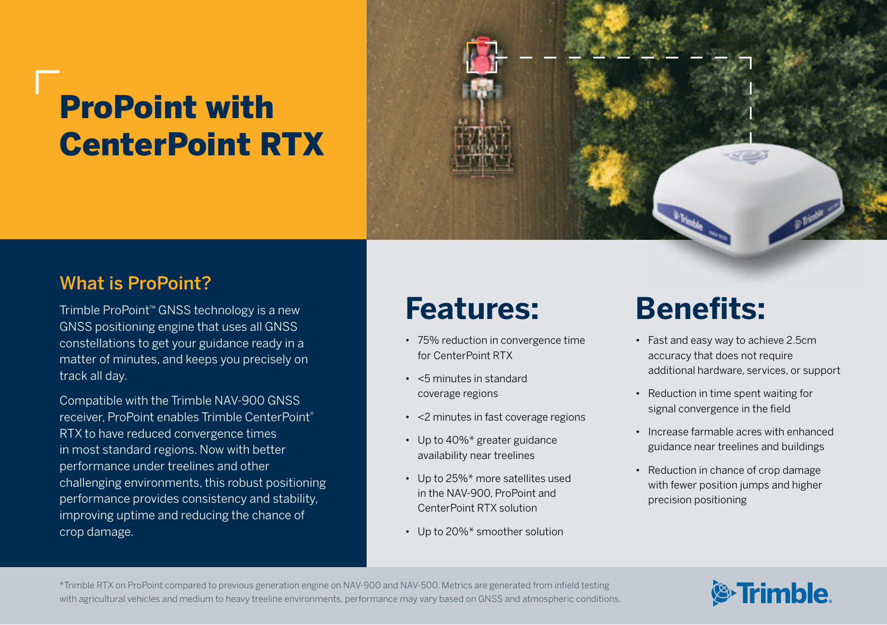# ProPoint with CenterPoint RTX

## What is ProPoint?

Trimble ProPoint™ GNSS technology is a new GNSS positioning engine that uses all GNSS constellations to get your guidance ready in a matter of minutes, and keeps you precisely on track all day.

Compatible with the Trimble NAV-900 GNSS receiver, ProPoint enables Trimble CenterPoint® RTX to have reduced convergence times in most standard regions. Now with better performance under treelines and other challenging environments, this robust positioning performance provides consistency and stability, improving uptime and reducing the chance of crop damage.

# Features:

- 75% reduction in convergence time for CenterPoint RTX
- <5 minutes in standard coverage regions
- <2 minutes in fast coverage regions
- Up to 40%* greater guidance availability near treelines
- Up to 25%* more satellites used in the NAV-900, ProPoint and CenterPoint RTX solution
- Up to 20%* smoother solution

# Benefits:

- Fast and easy way to achieve 2.5cm accuracy that does not require additional hardware, services, or support
- Reduction in time spent waiting for signal convergence in the field
- Increase farmable acres with enhanced guidance near treelines and buildings
- Reduction in chance of crop damage with fewer position jumps and higher precision positioning

*Trimble RTX on ProPoint compared to previous generation engine on NAV-900 and NAV-500. Metrics are generated from infield testing with agricultural vehicles and medium to heavy treeline environments, performance may vary based on GNSS and atmospheric conditions.

Trimble.